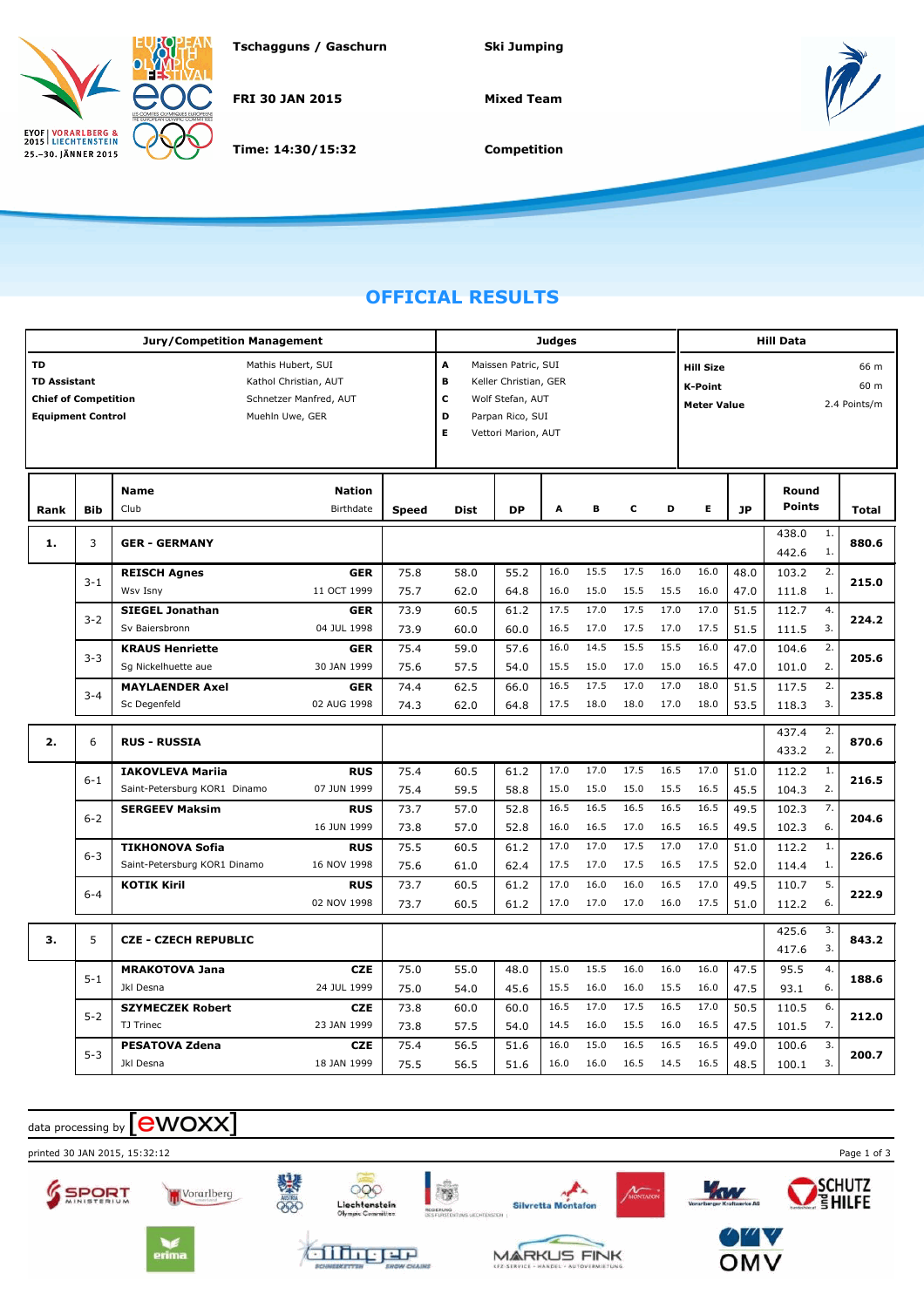Tschagguns / Gaschurn

FRI 30 JAN 2015

Time: 14:30/15:32

Ski Jumping

Mixed Team

Competition

# OFFICIAL RESULTS

| Jury/Competition Management | | Judges | | Hill Data | |
|---|---|---|---|---|---|
| **TD** | Mathis Hubert, SUI | A | Maissen Patric, SUI | **Hill Size** | 66 m |
| **TD Assistant** | Kathol Christian, AUT | B | Keller Christian, GER | **K-Point** | 60 m |
| **Chief of Competition** | Schnetzer Manfred, AUT | C | Wolf Stefan, AUT | **Meter Value** | 2.4 Points/m |
| **Equipment Control** | Muehln Uwe, GER | D | Parpan Rico, SUI | | |
| | | E | Vettori Marion, AUT | | |

| Rank | Bib | Name / Club | Nation / Birthdate | Speed | Dist | DP | A | B | C | D | E | JP | Round Points | | Total |
|---|---|---|---|---|---|---|---|---|---|---|---|---|---|---|---|
| **1.** | 3 | **GER - GERMANY** | | | | | | | | | | | 438.0 | 1. | **880.6** |
| | | | | | | | | | | | | | 442.6 | 1. | |
| | 3-1 | **REISCH Agnes** | **GER** | 75.8 | 58.0 | 55.2 | 16.0 | 15.5 | 17.5 | 16.0 | 16.0 | 48.0 | 103.2 | 2. | **215.0** |
| | | Wsv Isny | 11 OCT 1999 | 75.7 | 62.0 | 64.8 | 16.0 | 15.0 | 15.5 | 15.5 | 16.0 | 47.0 | 111.8 | 1. | |
| | 3-2 | **SIEGEL Jonathan** | **GER** | 73.9 | 60.5 | 61.2 | 17.5 | 17.0 | 17.5 | 17.0 | 17.0 | 51.5 | 112.7 | 4. | **224.2** |
| | | Sv Baiersbronn | 04 JUL 1998 | 73.9 | 60.0 | 60.0 | 16.5 | 17.0 | 17.5 | 17.0 | 17.5 | 51.5 | 111.5 | 3. | |
| | 3-3 | **KRAUS Henriette** | **GER** | 75.4 | 59.0 | 57.6 | 16.0 | 14.5 | 15.5 | 15.5 | 16.0 | 47.0 | 104.6 | 2. | **205.6** |
| | | Sg Nickelhuette aue | 30 JAN 1999 | 75.6 | 57.5 | 54.0 | 15.5 | 15.0 | 17.0 | 15.0 | 16.5 | 47.0 | 101.0 | 2. | |
| | 3-4 | **MAYLAENDER Axel** | **GER** | 74.4 | 62.5 | 66.0 | 16.5 | 17.5 | 17.0 | 17.0 | 18.0 | 51.5 | 117.5 | 2. | **235.8** |
| | | Sc Degenfeld | 02 AUG 1998 | 74.3 | 62.0 | 64.8 | 17.5 | 18.0 | 18.0 | 17.0 | 18.0 | 53.5 | 118.3 | 3. | |
| **2.** | 6 | **RUS - RUSSIA** | | | | | | | | | | | 437.4 | 2. | **870.6** |
| | | | | | | | | | | | | | 433.2 | 2. | |
| | 6-1 | **IAKOVLEVA Mariia** | **RUS** | 75.4 | 60.5 | 61.2 | 17.0 | 17.0 | 17.5 | 16.5 | 17.0 | 51.0 | 112.2 | 1. | **216.5** |
| | | Saint-Petersburg KOR1 Dinamo | 07 JUN 1999 | 75.4 | 59.5 | 58.8 | 15.0 | 15.0 | 15.0 | 15.5 | 16.5 | 45.5 | 104.3 | 2. | |
| | 6-2 | **SERGEEV Maksim** | **RUS** | 73.7 | 57.0 | 52.8 | 16.5 | 16.5 | 16.5 | 16.5 | 16.5 | 49.5 | 102.3 | 7. | **204.6** |
| | | | 16 JUN 1999 | 73.8 | 57.0 | 52.8 | 16.0 | 16.5 | 17.0 | 16.5 | 16.5 | 49.5 | 102.3 | 6. | |
| | 6-3 | **TIKHONOVA Sofia** | **RUS** | 75.5 | 60.5 | 61.2 | 17.0 | 17.0 | 17.5 | 17.0 | 17.0 | 51.0 | 112.2 | 1. | **226.6** |
| | | Saint-Petersburg KOR1 Dinamo | 16 NOV 1998 | 75.6 | 61.0 | 62.4 | 17.5 | 17.0 | 17.5 | 16.5 | 17.5 | 52.0 | 114.4 | 1. | |
| | 6-4 | **KOTIK Kiril** | **RUS** | 73.7 | 60.5 | 61.2 | 17.0 | 16.0 | 16.0 | 16.5 | 17.0 | 49.5 | 110.7 | 5. | **222.9** |
| | | | 02 NOV 1998 | 73.7 | 60.5 | 61.2 | 17.0 | 17.0 | 17.0 | 16.0 | 17.5 | 51.0 | 112.2 | 6. | |
| **3.** | 5 | **CZE - CZECH REPUBLIC** | | | | | | | | | | | 425.6 | 3. | **843.2** |
| | | | | | | | | | | | | | 417.6 | 3. | |
| | 5-1 | **MRAKOTOVA Jana** | **CZE** | 75.0 | 55.0 | 48.0 | 15.0 | 15.5 | 16.0 | 16.0 | 16.0 | 47.5 | 95.5 | 4. | **188.6** |
| | | Jkl Desna | 24 JUL 1999 | 75.0 | 54.0 | 45.6 | 15.5 | 16.0 | 16.0 | 15.5 | 16.0 | 47.5 | 93.1 | 6. | |
| | 5-2 | **SZYMECZEK Robert** | **CZE** | 73.8 | 60.0 | 60.0 | 16.5 | 17.0 | 17.5 | 16.5 | 17.0 | 50.5 | 110.5 | 6. | **212.0** |
| | | TJ Trinec | 23 JAN 1999 | 73.8 | 57.5 | 54.0 | 14.5 | 16.0 | 15.5 | 16.0 | 16.5 | 47.5 | 101.5 | 7. | |
| | 5-3 | **PESATOVA Zdena** | **CZE** | 75.4 | 56.5 | 51.6 | 16.0 | 15.0 | 16.5 | 16.5 | 16.5 | 49.0 | 100.6 | 3. | **200.7** |
| | | Jkl Desna | 18 JAN 1999 | 75.5 | 56.5 | 51.6 | 16.0 | 16.0 | 16.5 | 14.5 | 16.5 | 48.5 | 100.1 | 3. | |

data processing by ewoxx

printed 30 JAN 2015, 15:32:12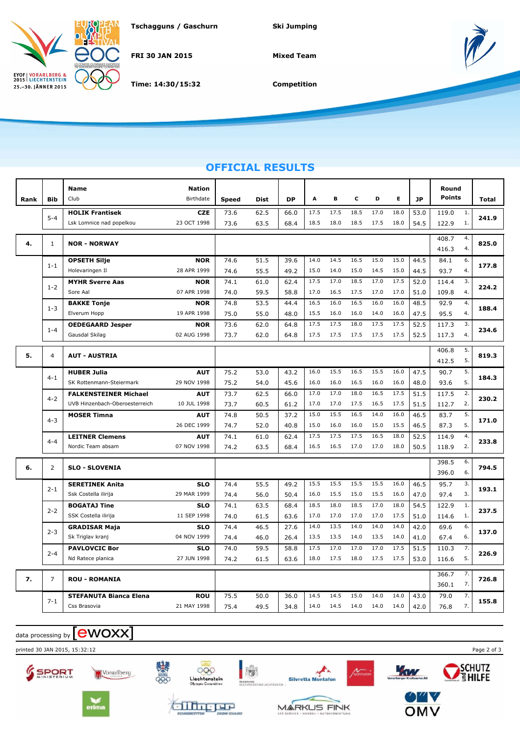Tschagguns / Gaschurn

FRI 30 JAN 2015

Time: 14:30/15:32

Ski Jumping

Mixed Team

Competition

## OFFICIAL RESULTS

| Rank | Bib | Name / Club | Nation / Birthdate | Speed | Dist | DP | A | B | C | D | E | JP | Round Points | | Total |
|---|---|---|---|---|---|---|---|---|---|---|---|---|---|---|---|
| | 5-4 | **HOLIK Frantisek** | **CZE** | 73.6 | 62.5 | 66.0 | 17.5 | 17.5 | 18.5 | 17.0 | 18.0 | 53.0 | 119.0 | 1. | **241.9** |
| | | Lsk Lomnice nad popelkou | 23 OCT 1998 | 73.6 | 63.5 | 68.4 | 18.5 | 18.0 | 18.5 | 17.5 | 18.0 | 54.5 | 122.9 | 1. | |
| **4.** | 1 | **NOR - NORWAY** | | | | | | | | | | | 408.7 | 4. | **825.0** |
| | | | | | | | | | | | | | 416.3 | 4. | |
| | 1-1 | **OPSETH Silje** | **NOR** | 74.6 | 51.5 | 39.6 | 14.0 | 14.5 | 16.5 | 15.0 | 15.0 | 44.5 | 84.1 | 6. | **177.8** |
| | | Holevaringen Il | 28 APR 1999 | 74.6 | 55.5 | 49.2 | 15.0 | 14.0 | 15.0 | 14.5 | 15.0 | 44.5 | 93.7 | 4. | |
| | 1-2 | **MYHR Sverre Aas** | **NOR** | 74.1 | 61.0 | 62.4 | 17.5 | 17.0 | 18.5 | 17.0 | 17.5 | 52.0 | 114.4 | 3. | **224.2** |
| | | Sore Aal | 07 APR 1998 | 74.0 | 59.5 | 58.8 | 17.0 | 16.5 | 17.5 | 17.0 | 17.0 | 51.0 | 109.8 | 4. | |
| | 1-3 | **BAKKE Tonje** | **NOR** | 74.8 | 53.5 | 44.4 | 16.5 | 16.0 | 16.5 | 16.0 | 16.0 | 48.5 | 92.9 | 4. | **188.4** |
| | | Elverum Hopp | 19 APR 1998 | 75.0 | 55.0 | 48.0 | 15.5 | 16.0 | 16.0 | 14.0 | 16.0 | 47.5 | 95.5 | 4. | |
| | 1-4 | **OEDEGAARD Jesper** | **NOR** | 73.6 | 62.0 | 64.8 | 17.5 | 17.5 | 18.0 | 17.5 | 17.5 | 52.5 | 117.3 | 3. | **234.6** |
| | | Gausdal Skilag | 02 AUG 1998 | 73.7 | 62.0 | 64.8 | 17.5 | 17.5 | 17.5 | 17.5 | 17.5 | 52.5 | 117.3 | 4. | |
| **5.** | 4 | **AUT - AUSTRIA** | | | | | | | | | | | 406.8 | 5. | **819.3** |
| | | | | | | | | | | | | | 412.5 | 5. | |
| | 4-1 | **HUBER Julia** | **AUT** | 75.2 | 53.0 | 43.2 | 16.0 | 15.5 | 16.5 | 15.5 | 16.0 | 47.5 | 90.7 | 5. | **184.3** |
| | | SK Rottenmann-Steiermark | 29 NOV 1998 | 75.2 | 54.0 | 45.6 | 16.0 | 16.0 | 16.5 | 16.0 | 16.0 | 48.0 | 93.6 | 5. | |
| | 4-2 | **FALKENSTEINER Michael** | **AUT** | 73.7 | 62.5 | 66.0 | 17.0 | 17.0 | 18.0 | 16.5 | 17.5 | 51.5 | 117.5 | 2. | **230.2** |
| | | UVB Hinzenbach-Oberoesterreich | 10 JUL 1998 | 73.7 | 60.5 | 61.2 | 17.0 | 17.0 | 17.5 | 16.5 | 17.5 | 51.5 | 112.7 | 2. | |
| | 4-3 | **MOSER Timna** | **AUT** | 74.8 | 50.5 | 37.2 | 15.0 | 15.5 | 16.5 | 14.0 | 16.0 | 46.5 | 83.7 | 5. | **171.0** |
| | | | 26 DEC 1999 | 74.7 | 52.0 | 40.8 | 15.0 | 16.0 | 16.0 | 15.0 | 15.5 | 46.5 | 87.3 | 5. | |
| | 4-4 | **LEITNER Clemens** | **AUT** | 74.1 | 61.0 | 62.4 | 17.5 | 17.5 | 17.5 | 16.5 | 18.0 | 52.5 | 114.9 | 4. | **233.8** |
| | | Nordic Team absam | 07 NOV 1998 | 74.2 | 63.5 | 68.4 | 16.5 | 16.5 | 17.0 | 17.0 | 18.0 | 50.5 | 118.9 | 2. | |
| **6.** | 2 | **SLO - SLOVENIA** | | | | | | | | | | | 398.5 | 6. | **794.5** |
| | | | | | | | | | | | | | 396.0 | 6. | |
| | 2-1 | **SERETINEK Anita** | **SLO** | 74.4 | 55.5 | 49.2 | 15.5 | 15.5 | 15.5 | 15.5 | 16.0 | 46.5 | 95.7 | 3. | **193.1** |
| | | Ssk Costella ilirija | 29 MAR 1999 | 74.4 | 56.0 | 50.4 | 16.0 | 15.5 | 15.0 | 15.5 | 16.0 | 47.0 | 97.4 | 3. | |
| | 2-2 | **BOGATAJ Tine** | **SLO** | 74.1 | 63.5 | 68.4 | 18.5 | 18.0 | 18.5 | 17.0 | 18.0 | 54.5 | 122.9 | 1. | **237.5** |
| | | SSK Costella ilirija | 11 SEP 1998 | 74.0 | 61.5 | 63.6 | 17.0 | 17.0 | 17.0 | 17.0 | 17.5 | 51.0 | 114.6 | 1. | |
| | 2-3 | **GRADISAR Maja** | **SLO** | 74.4 | 46.5 | 27.6 | 14.0 | 13.5 | 14.0 | 14.0 | 14.0 | 42.0 | 69.6 | 6. | **137.0** |
| | | Sk Triglav kranj | 04 NOV 1999 | 74.4 | 46.0 | 26.4 | 13.5 | 13.5 | 14.0 | 13.5 | 14.0 | 41.0 | 67.4 | 6. | |
| | 2-4 | **PAVLOVCIC Bor** | **SLO** | 74.0 | 59.5 | 58.8 | 17.5 | 17.0 | 17.0 | 17.0 | 17.5 | 51.5 | 110.3 | 7. | **226.9** |
| | | Nd Ratece planica | 27 JUN 1998 | 74.2 | 61.5 | 63.6 | 18.0 | 17.5 | 18.0 | 17.5 | 17.5 | 53.0 | 116.6 | 5. | |
| **7.** | 7 | **ROU - ROMANIA** | | | | | | | | | | | 366.7 | 7. | **726.8** |
| | | | | | | | | | | | | | 360.1 | 7. | |
| | 7-1 | **STEFANUTA Bianca Elena** | **ROU** | 75.5 | 50.0 | 36.0 | 14.5 | 14.5 | 15.0 | 14.0 | 14.0 | 43.0 | 79.0 | 7. | **155.8** |
| | | Css Brasovia | 21 MAY 1998 | 75.4 | 49.5 | 34.8 | 14.0 | 14.5 | 14.0 | 14.0 | 14.0 | 42.0 | 76.8 | 7. | |

data processing by ewoxx

printed 30 JAN 2015, 15:32:12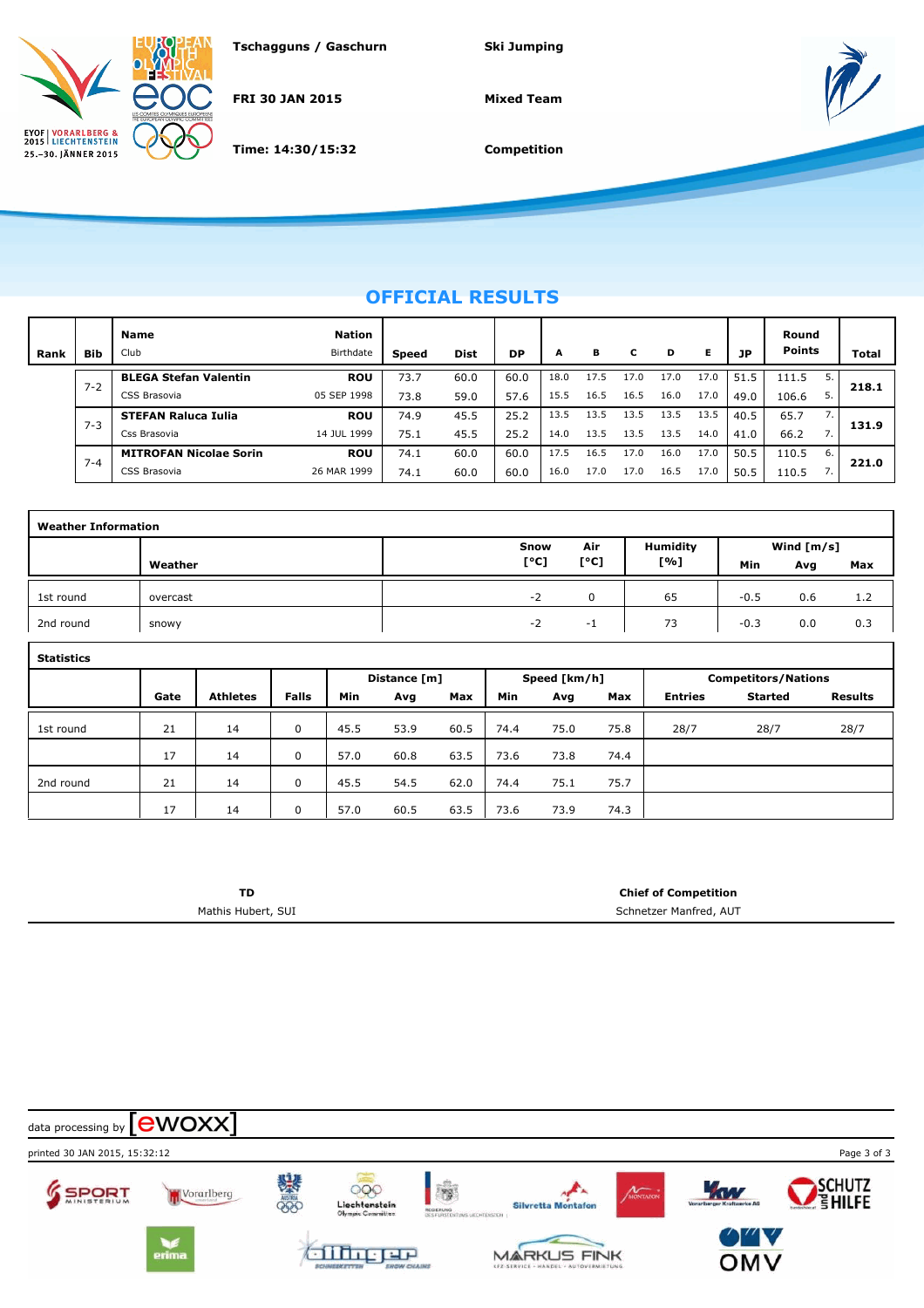Tschagguns / Gaschurn

FRI 30 JAN 2015

Time: 14:30/15:32

Ski Jumping

Mixed Team

Competition

# OFFICIAL RESULTS

| Rank | Bib | Name / Club | Nation / Birthdate | Speed | Dist | DP | A | B | C | D | E | JP | Round Points | | Total |
|---|---|---|---|---|---|---|---|---|---|---|---|---|---|---|---|
| | 7-2 | **BLEGA Stefan Valentin** | **ROU** | 73.7 | 60.0 | 60.0 | 18.0 | 17.5 | 17.0 | 17.0 | 17.0 | 51.5 | 111.5 | 5. | **218.1** |
| | | CSS Brasovia | 05 SEP 1998 | 73.8 | 59.0 | 57.6 | 15.5 | 16.5 | 16.5 | 16.0 | 17.0 | 49.0 | 106.6 | 5. | |
| | 7-3 | **STEFAN Raluca Iulia** | **ROU** | 74.9 | 45.5 | 25.2 | 13.5 | 13.5 | 13.5 | 13.5 | 13.5 | 40.5 | 65.7 | 7. | **131.9** |
| | | Css Brasovia | 14 JUL 1999 | 75.1 | 45.5 | 25.2 | 14.0 | 13.5 | 13.5 | 13.5 | 14.0 | 41.0 | 66.2 | 7. | |
| | 7-4 | **MITROFAN Nicolae Sorin** | **ROU** | 74.1 | 60.0 | 60.0 | 17.5 | 16.5 | 17.0 | 16.0 | 17.0 | 50.5 | 110.5 | 6. | **221.0** |
| | | CSS Brasovia | 26 MAR 1999 | 74.1 | 60.0 | 60.0 | 16.0 | 17.0 | 17.0 | 16.5 | 17.0 | 50.5 | 110.5 | 7. | |

## Weather Information

| | Weather | Snow [°C] | Air [°C] | Humidity [%] | Wind [m/s] Min | Avg | Max |
|---|---|---|---|---|---|---|---|
| 1st round | overcast | -2 | 0 | 65 | -0.5 | 0.6 | 1.2 |
| 2nd round | snowy | -2 | -1 | 73 | -0.3 | 0.0 | 0.3 |

## Statistics

| | Gate | Athletes | Falls | Distance [m] Min | Avg | Max | Speed [km/h] Min | Avg | Max | Competitors/Nations Entries | Started | Results |
|---|---|---|---|---|---|---|---|---|---|---|---|---|
| 1st round | 21 | 14 | 0 | 45.5 | 53.9 | 60.5 | 74.4 | 75.0 | 75.8 | 28/7 | 28/7 | 28/7 |
| | 17 | 14 | 0 | 57.0 | 60.8 | 63.5 | 73.6 | 73.8 | 74.4 | | | |
| 2nd round | 21 | 14 | 0 | 45.5 | 54.5 | 62.0 | 74.4 | 75.1 | 75.7 | | | |
| | 17 | 14 | 0 | 57.0 | 60.5 | 63.5 | 73.6 | 73.9 | 74.3 | | | |

**TD**
Mathis Hubert, SUI

**Chief of Competition**
Schnetzer Manfred, AUT

data processing by ewoxx

printed 30 JAN 2015, 15:32:12